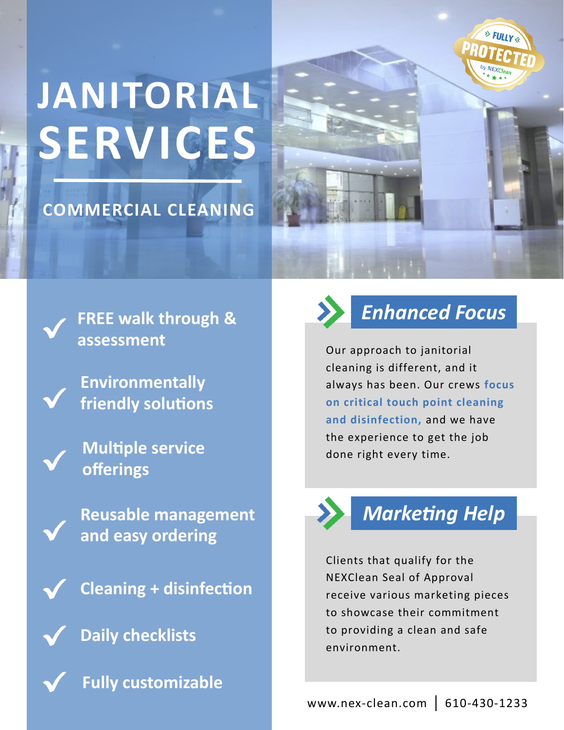# JANITORIAL SERVICES

## COMMERCIAL CLEANING

- **FREE walk through & assessment**
- **Environmentally friendly solutions**
- **Multiple service offerings**
- **Reusable management and easy ordering**
- **Cleaning + disinfection**
- **Daily checklists**
- **Fully customizable**

## *Enhanced Focus*

Our approach to janitorial cleaning is different, and it always has been. Our crews **focus on critical touch point cleaning and disinfection,** and we have the experience to get the job done right every time.

## *Marketing Help*

Clients that qualify for the NEXClean Seal of Approval receive various marketing pieces to showcase their commitment to providing a clean and safe environment.

www.nex-clean.com | 610-430-1233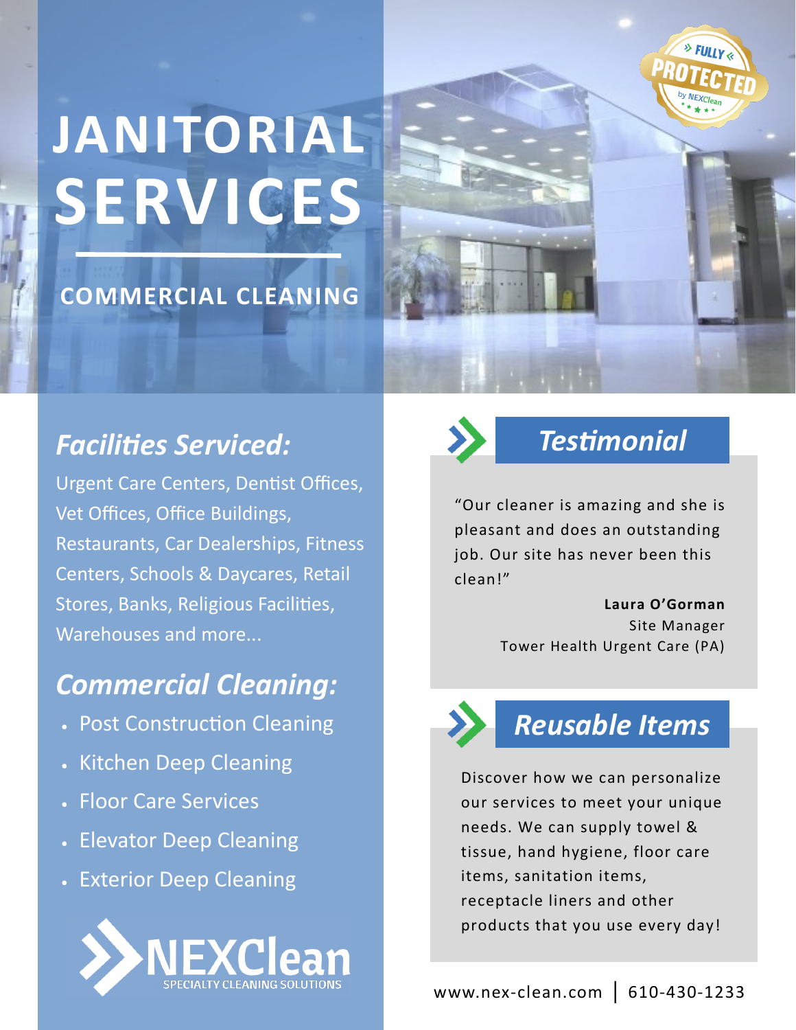# JANITORIAL SERVICES

## COMMERCIAL CLEANING

FULLY PROTECTED by NEXClean

## *Facilities Serviced:*

Urgent Care Centers, Dentist Offices, Vet Offices, Office Buildings, Restaurants, Car Dealerships, Fitness Centers, Schools & Daycares, Retail Stores, Banks, Religious Facilities, Warehouses and more...

## *Commercial Cleaning:*

- Post Construction Cleaning
- Kitchen Deep Cleaning
- Floor Care Services
- Elevator Deep Cleaning
- Exterior Deep Cleaning

NEXClean
SPECIALTY CLEANING SOLUTIONS

## *Testimonial*

"Our cleaner is amazing and she is pleasant and does an outstanding job. Our site has never been this clean!"

**Laura O'Gorman**
Site Manager
Tower Health Urgent Care (PA)

## *Reusable Items*

Discover how we can personalize our services to meet your unique needs. We can supply towel & tissue, hand hygiene, floor care items, sanitation items, receptacle liners and other products that you use every day!

www.nex-clean.com | 610-430-1233